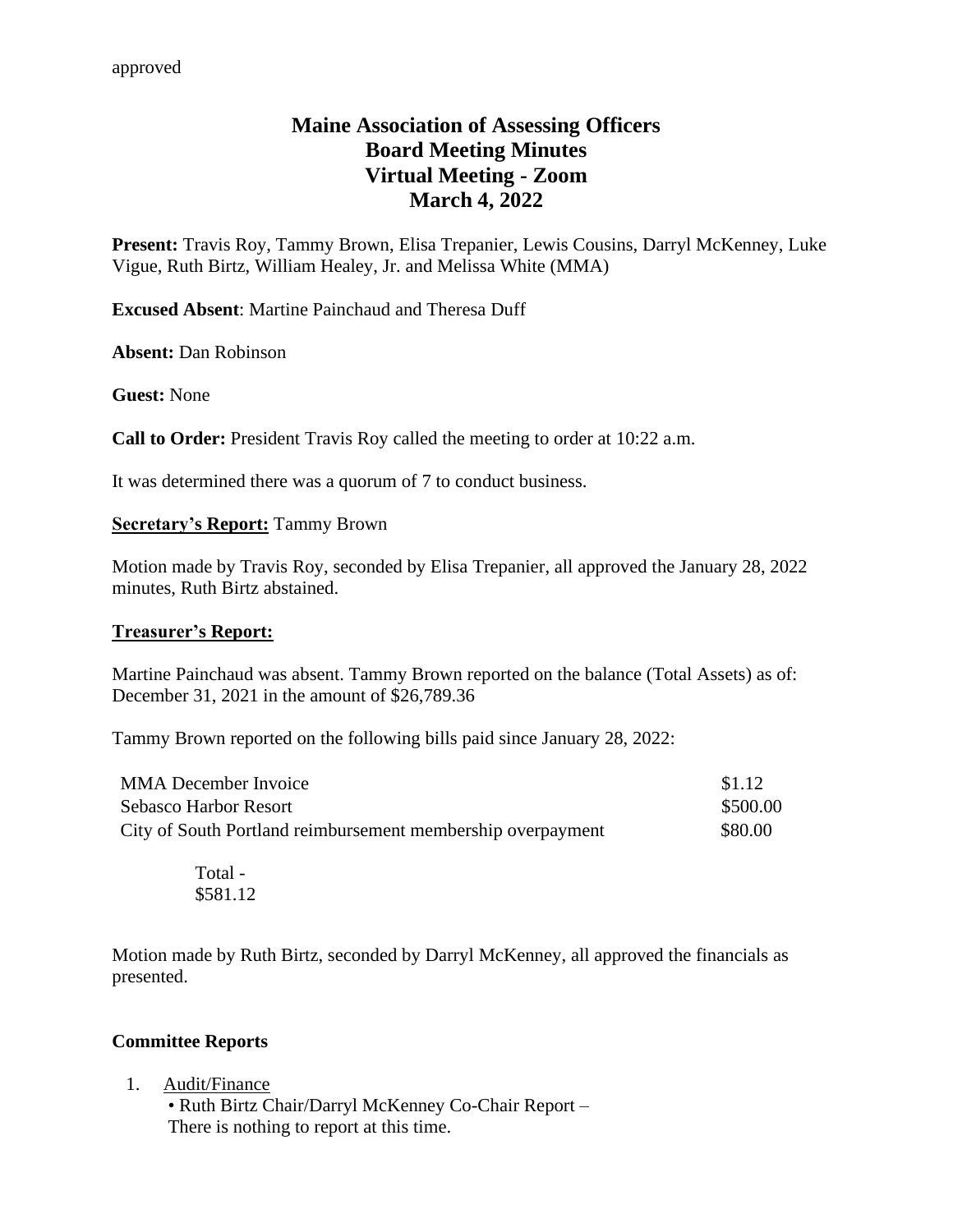approved

# Maine Association of Assessing Officers
## Board Meeting Minutes
## Virtual Meeting - Zoom
## March 4, 2022

**Present:** Travis Roy, Tammy Brown, Elisa Trepanier, Lewis Cousins, Darryl McKenney, Luke Vigue, Ruth Birtz, William Healey, Jr. and Melissa White (MMA)

**Excused Absent**: Martine Painchaud and Theresa Duff

**Absent:** Dan Robinson

**Guest:** None

**Call to Order:** President Travis Roy called the meeting to order at 10:22 a.m.

It was determined there was a quorum of 7 to conduct business.

**Secretary's Report:** Tammy Brown

Motion made by Travis Roy, seconded by Elisa Trepanier, all approved the January 28, 2022 minutes, Ruth Birtz abstained.

**Treasurer's Report:**

Martine Painchaud was absent. Tammy Brown reported on the balance (Total Assets) as of: December 31, 2021 in the amount of $26,789.36

Tammy Brown reported on the following bills paid since January 28, 2022:

| | |
|---|---|
| MMA December Invoice | $1.12 |
| Sebasco Harbor Resort | $500.00 |
| City of South Portland reimbursement membership overpayment | $80.00 |

Total - $581.12

Motion made by Ruth Birtz, seconded by Darryl McKenney, all approved the financials as presented.

**Committee Reports**

1. Audit/Finance
   - Ruth Birtz Chair/Darryl McKenney Co-Chair Report – There is nothing to report at this time.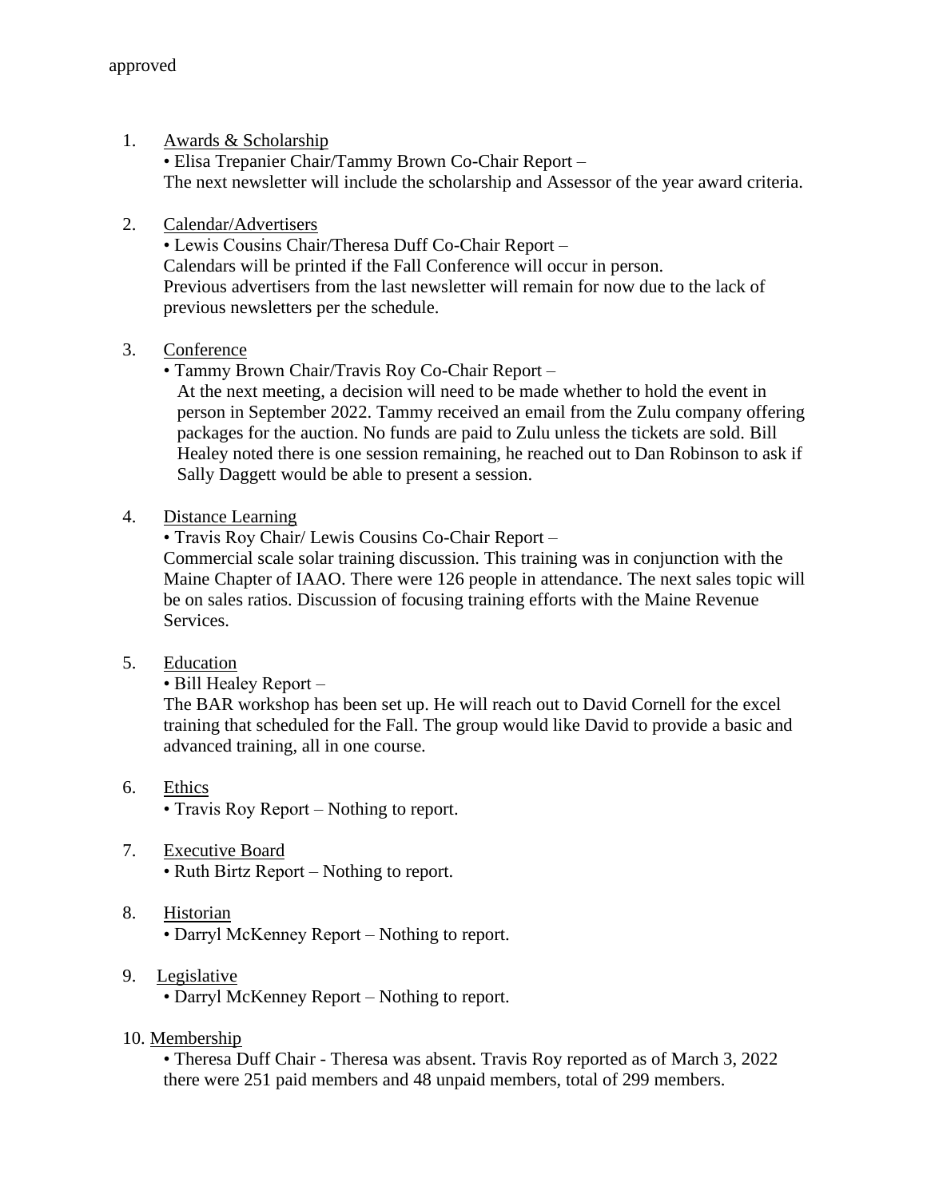approved

1. <u>Awards & Scholarship</u>
   • Elisa Trepanier Chair/Tammy Brown Co-Chair Report –
   The next newsletter will include the scholarship and Assessor of the year award criteria.

2. <u>Calendar/Advertisers</u>
   • Lewis Cousins Chair/Theresa Duff Co-Chair Report –
   Calendars will be printed if the Fall Conference will occur in person.
   Previous advertisers from the last newsletter will remain for now due to the lack of previous newsletters per the schedule.

3. <u>Conference</u>
   • Tammy Brown Chair/Travis Roy Co-Chair Report –
   At the next meeting, a decision will need to be made whether to hold the event in person in September 2022. Tammy received an email from the Zulu company offering packages for the auction. No funds are paid to Zulu unless the tickets are sold. Bill Healey noted there is one session remaining, he reached out to Dan Robinson to ask if Sally Daggett would be able to present a session.

4. <u>Distance Learning</u>
   • Travis Roy Chair/ Lewis Cousins Co-Chair Report –
   Commercial scale solar training discussion. This training was in conjunction with the Maine Chapter of IAAO. There were 126 people in attendance. The next sales topic will be on sales ratios. Discussion of focusing training efforts with the Maine Revenue Services.

5. <u>Education</u>
   • Bill Healey Report –
   The BAR workshop has been set up. He will reach out to David Cornell for the excel training that scheduled for the Fall. The group would like David to provide a basic and advanced training, all in one course.

6. <u>Ethics</u>
   • Travis Roy Report – Nothing to report.

7. <u>Executive Board</u>
   • Ruth Birtz Report – Nothing to report.

8. <u>Historian</u>
   • Darryl McKenney Report – Nothing to report.

9. <u>Legislative</u>
   • Darryl McKenney Report – Nothing to report.

10. <u>Membership</u>
    • Theresa Duff Chair - Theresa was absent. Travis Roy reported as of March 3, 2022 there were 251 paid members and 48 unpaid members, total of 299 members.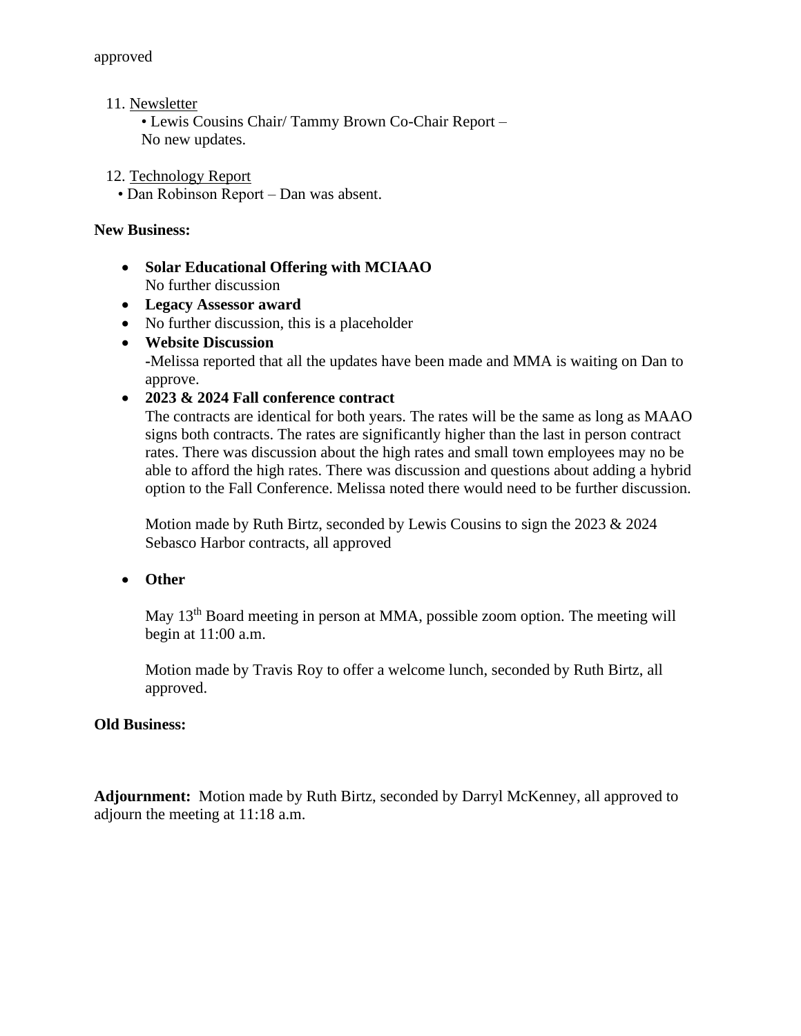approved

11. Newsletter
    • Lewis Cousins Chair/ Tammy Brown Co-Chair Report –
    No new updates.

12. Technology Report
    • Dan Robinson Report – Dan was absent.

**New Business:**

- **Solar Educational Offering with MCIAAO**
  No further discussion
- **Legacy Assessor award**
- No further discussion, this is a placeholder
- **Website Discussion**
  -Melissa reported that all the updates have been made and MMA is waiting on Dan to approve.
- **2023 & 2024 Fall conference contract**
  The contracts are identical for both years. The rates will be the same as long as MAAO signs both contracts. The rates are significantly higher than the last in person contract rates. There was discussion about the high rates and small town employees may no be able to afford the high rates. There was discussion and questions about adding a hybrid option to the Fall Conference. Melissa noted there would need to be further discussion.

  Motion made by Ruth Birtz, seconded by Lewis Cousins to sign the 2023 & 2024 Sebasco Harbor contracts, all approved

- **Other**

  May 13th Board meeting in person at MMA, possible zoom option. The meeting will begin at 11:00 a.m.

  Motion made by Travis Roy to offer a welcome lunch, seconded by Ruth Birtz, all approved.

**Old Business:**

**Adjournment:** Motion made by Ruth Birtz, seconded by Darryl McKenney, all approved to adjourn the meeting at 11:18 a.m.